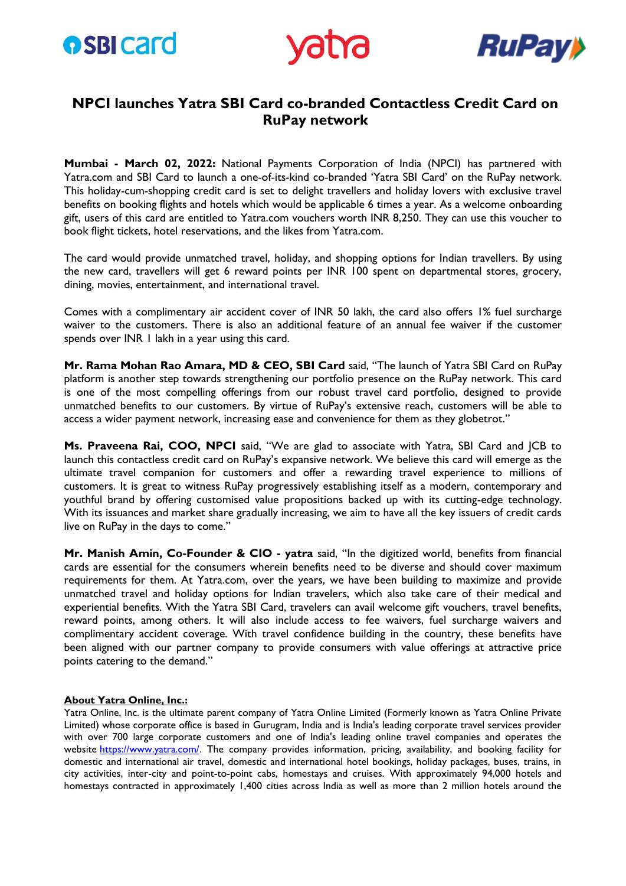# NPCI launches Yatra SBI Card co-branded Contactless Credit Card on RuPay network

**Mumbai - March 02, 2022:** National Payments Corporation of India (NPCI) has partnered with Yatra.com and SBI Card to launch a one-of-its-kind co-branded 'Yatra SBI Card' on the RuPay network. This holiday-cum-shopping credit card is set to delight travellers and holiday lovers with exclusive travel benefits on booking flights and hotels which would be applicable 6 times a year. As a welcome onboarding gift, users of this card are entitled to Yatra.com vouchers worth INR 8,250. They can use this voucher to book flight tickets, hotel reservations, and the likes from Yatra.com.

The card would provide unmatched travel, holiday, and shopping options for Indian travellers. By using the new card, travellers will get 6 reward points per INR 100 spent on departmental stores, grocery, dining, movies, entertainment, and international travel.

Comes with a complimentary air accident cover of INR 50 lakh, the card also offers 1% fuel surcharge waiver to the customers. There is also an additional feature of an annual fee waiver if the customer spends over INR 1 lakh in a year using this card.

**Mr. Rama Mohan Rao Amara, MD & CEO, SBI Card** said, "The launch of Yatra SBI Card on RuPay platform is another step towards strengthening our portfolio presence on the RuPay network. This card is one of the most compelling offerings from our robust travel card portfolio, designed to provide unmatched benefits to our customers. By virtue of RuPay's extensive reach, customers will be able to access a wider payment network, increasing ease and convenience for them as they globetrot."

**Ms. Praveena Rai, COO, NPCI** said, "We are glad to associate with Yatra, SBI Card and JCB to launch this contactless credit card on RuPay's expansive network. We believe this card will emerge as the ultimate travel companion for customers and offer a rewarding travel experience to millions of customers. It is great to witness RuPay progressively establishing itself as a modern, contemporary and youthful brand by offering customised value propositions backed up with its cutting-edge technology. With its issuances and market share gradually increasing, we aim to have all the key issuers of credit cards live on RuPay in the days to come."

**Mr. Manish Amin, Co-Founder & CIO - yatra** said, "In the digitized world, benefits from financial cards are essential for the consumers wherein benefits need to be diverse and should cover maximum requirements for them. At Yatra.com, over the years, we have been building to maximize and provide unmatched travel and holiday options for Indian travelers, which also take care of their medical and experiential benefits. With the Yatra SBI Card, travelers can avail welcome gift vouchers, travel benefits, reward points, among others. It will also include access to fee waivers, fuel surcharge waivers and complimentary accident coverage. With travel confidence building in the country, these benefits have been aligned with our partner company to provide consumers with value offerings at attractive price points catering to the demand."

**About Yatra Online, Inc.:**

Yatra Online, Inc. is the ultimate parent company of Yatra Online Limited (Formerly known as Yatra Online Private Limited) whose corporate office is based in Gurugram, India and is India's leading corporate travel services provider with over 700 large corporate customers and one of India's leading online travel companies and operates the website https://www.yatra.com/. The company provides information, pricing, availability, and booking facility for domestic and international air travel, domestic and international hotel bookings, holiday packages, buses, trains, in city activities, inter-city and point-to-point cabs, homestays and cruises. With approximately 94,000 hotels and homestays contracted in approximately 1,400 cities across India as well as more than 2 million hotels around the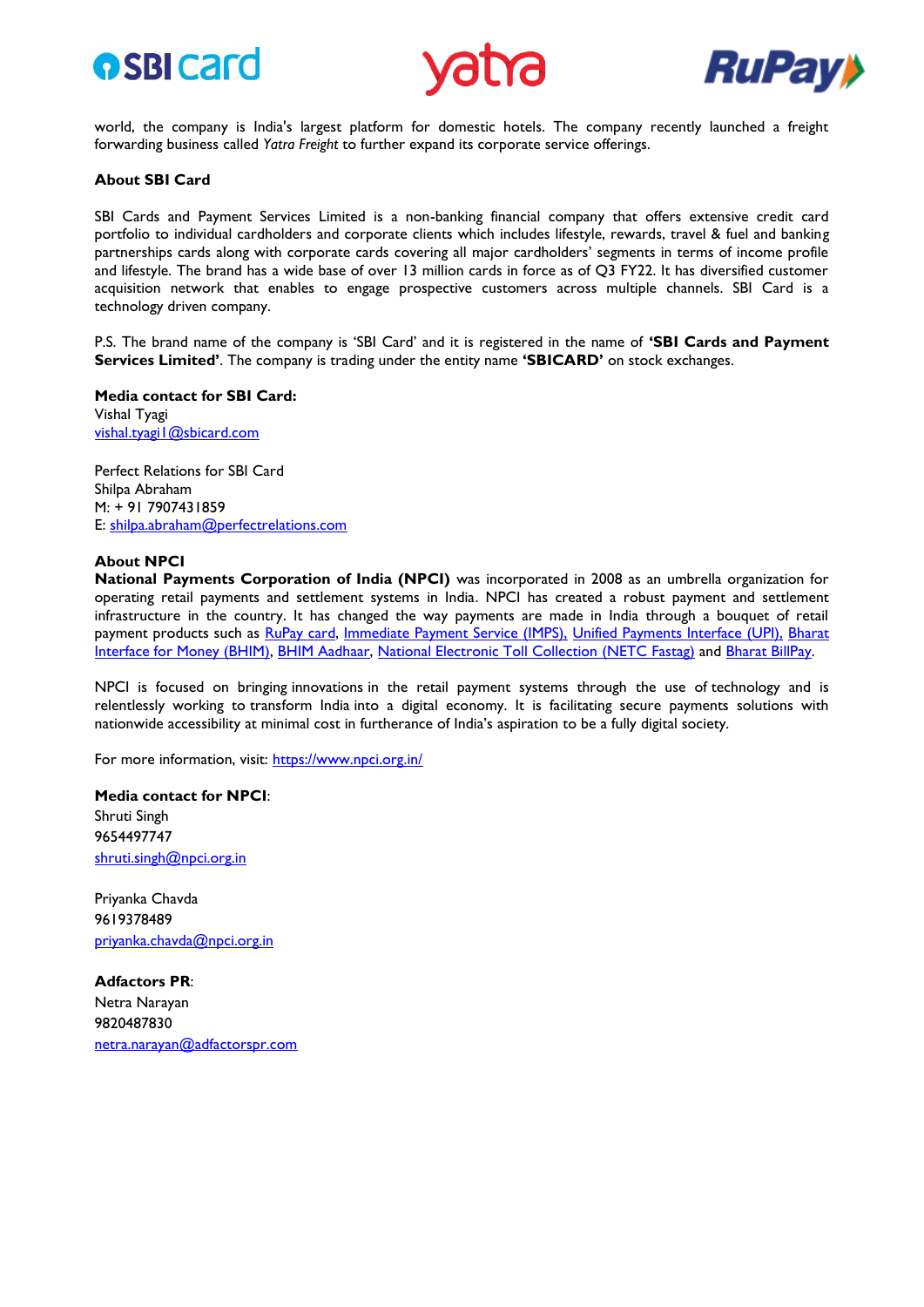world, the company is India's largest platform for domestic hotels. The company recently launched a freight forwarding business called *Yatra Freight* to further expand its corporate service offerings.

**About SBI Card**

SBI Cards and Payment Services Limited is a non-banking financial company that offers extensive credit card portfolio to individual cardholders and corporate clients which includes lifestyle, rewards, travel & fuel and banking partnerships cards along with corporate cards covering all major cardholders' segments in terms of income profile and lifestyle. The brand has a wide base of over 13 million cards in force as of Q3 FY22. It has diversified customer acquisition network that enables to engage prospective customers across multiple channels. SBI Card is a technology driven company.

P.S. The brand name of the company is 'SBI Card' and it is registered in the name of **'SBI Cards and Payment Services Limited'**. The company is trading under the entity name **'SBICARD'** on stock exchanges.

**Media contact for SBI Card:**
Vishal Tyagi
vishal.tyagi1@sbicard.com

Perfect Relations for SBI Card
Shilpa Abraham
M: + 91 7907431859
E: shilpa.abraham@perfectrelations.com

**About NPCI**
**National Payments Corporation of India (NPCI)** was incorporated in 2008 as an umbrella organization for operating retail payments and settlement systems in India. NPCI has created a robust payment and settlement infrastructure in the country. It has changed the way payments are made in India through a bouquet of retail payment products such as RuPay card, Immediate Payment Service (IMPS), Unified Payments Interface (UPI), Bharat Interface for Money (BHIM), BHIM Aadhaar, National Electronic Toll Collection (NETC Fastag) and Bharat BillPay.

NPCI is focused on bringing innovations in the retail payment systems through the use of technology and is relentlessly working to transform India into a digital economy. It is facilitating secure payments solutions with nationwide accessibility at minimal cost in furtherance of India's aspiration to be a fully digital society.

For more information, visit: https://www.npci.org.in/

**Media contact for NPCI**:
Shruti Singh
9654497747
shruti.singh@npci.org.in

Priyanka Chavda
9619378489
priyanka.chavda@npci.org.in

**Adfactors PR**:
Netra Narayan
9820487830
netra.narayan@adfactorspr.com